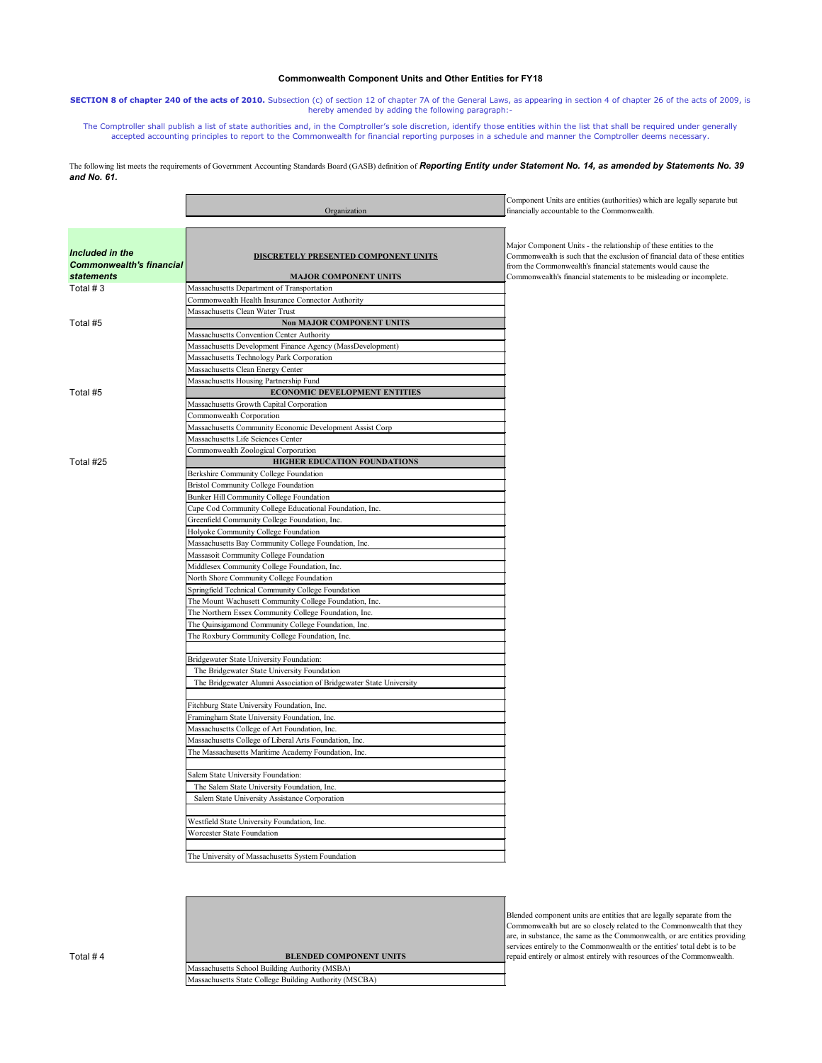**Commonwealth Component Units and Other Entities for FY18**

**SECTION 8 of chapter 240 of the acts of 2010.** Subsection (c) of section 12 of chapter 7A of the General Laws, as appearing in section 4 of chapter 26 of the acts of 2009, is hereby amended by adding the following paragraph:-

The Comptroller shall publish a list of state authorities and, in the Comptroller's sole discretion, identify those entities within the list that shall be required under generally accepted accounting principles to report to the Commonwealth for financial reporting purposes in a schedule and manner the Comptroller deems necessary.

The following list meets the requirements of Government Accounting Standards Board (GASB) definition of ***Reporting Entity under Statement No. 14, as amended by Statements No. 39 and No. 61.***

| | Organization | |
|---|---|---|
| | | Component Units are entities (authorities) which are legally separate but financially accountable to the Commonwealth. |
| ***Included in the Commonwealth's financial statements*** | **DISCRETELY PRESENTED COMPONENT UNITS** | |
| | **MAJOR COMPONENT UNITS** | Major Component Units - the relationship of these entities to the Commonwealth is such that the exclusion of financial data of these entities from the Commonwealth's financial statements would cause the Commonwealth's financial statements to be misleading or incomplete. |
| Total # 3 | Massachusetts Department of Transportation | |
| | Commonwealth Health Insurance Connector Authority | |
| | Massachusetts Clean Water Trust | |
| Total #5 | **Non MAJOR COMPONENT UNITS** | |
| | Massachusetts Convention Center Authority | |
| | Massachusetts Development Finance Agency (MassDevelopment) | |
| | Massachusetts Technology Park Corporation | |
| | Massachusetts Clean Energy Center | |
| | Massachusetts Housing Partnership Fund | |
| Total #5 | **ECONOMIC DEVELOPMENT ENTITIES** | |
| | Massachusetts Growth Capital Corporation | |
| | Commonwealth Corporation | |
| | Massachusetts Community Economic Development Assist Corp | |
| | Massachusetts Life Sciences Center | |
| | Commonwealth Zoological Corporation | |
| Total #25 | **HIGHER EDUCATION FOUNDATIONS** | |
| | Berkshire Community College Foundation | |
| | Bristol Community College Foundation | |
| | Bunker Hill Community College Foundation | |
| | Cape Cod Community College Educational Foundation, Inc. | |
| | Greenfield Community College Foundation, Inc. | |
| | Holyoke Community College Foundation | |
| | Massachusetts Bay Community College Foundation, Inc. | |
| | Massasoit Community College Foundation | |
| | Middlesex Community College Foundation, Inc. | |
| | North Shore Community College Foundation | |
| | Springfield Technical Community College Foundation | |
| | The Mount Wachusett Community College Foundation, Inc. | |
| | The Northern Essex Community College Foundation, Inc. | |
| | The Quinsigamond Community College Foundation, Inc. | |
| | The Roxbury Community College Foundation, Inc. | |
| | | |
| | Bridgewater State University Foundation: | |
| | The Bridgewater State University Foundation | |
| | The Bridgewater Alumni Association of Bridgewater State University | |
| | | |
| | Fitchburg State University Foundation, Inc. | |
| | Framingham State University Foundation, Inc. | |
| | Massachusetts College of Art Foundation, Inc. | |
| | Massachusetts College of Liberal Arts Foundation, Inc. | |
| | The Massachusetts Maritime Academy Foundation, Inc. | |
| | | |
| | Salem State University Foundation: | |
| | The Salem State University Foundation, Inc. | |
| | Salem State University Assistance Corporation | |
| | | |
| | Westfield State University Foundation, Inc. | |
| | Worcester State Foundation | |
| | | |
| | The University of Massachusetts System Foundation | |

| | | |
|---|---|---|
| Total # 4 | **BLENDED COMPONENT UNITS** | Blended component units are entities that are legally separate from the Commonwealth but are so closely related to the Commonwealth that they are, in substance, the same as the Commonwealth, or are entities providing services entirely to the Commonwealth or the entities' total debt is to be repaid entirely or almost entirely with resources of the Commonwealth. |
| | Massachusetts School Building Authority (MSBA) | |
| | Massachusetts State College Building Authority (MSCBA) | |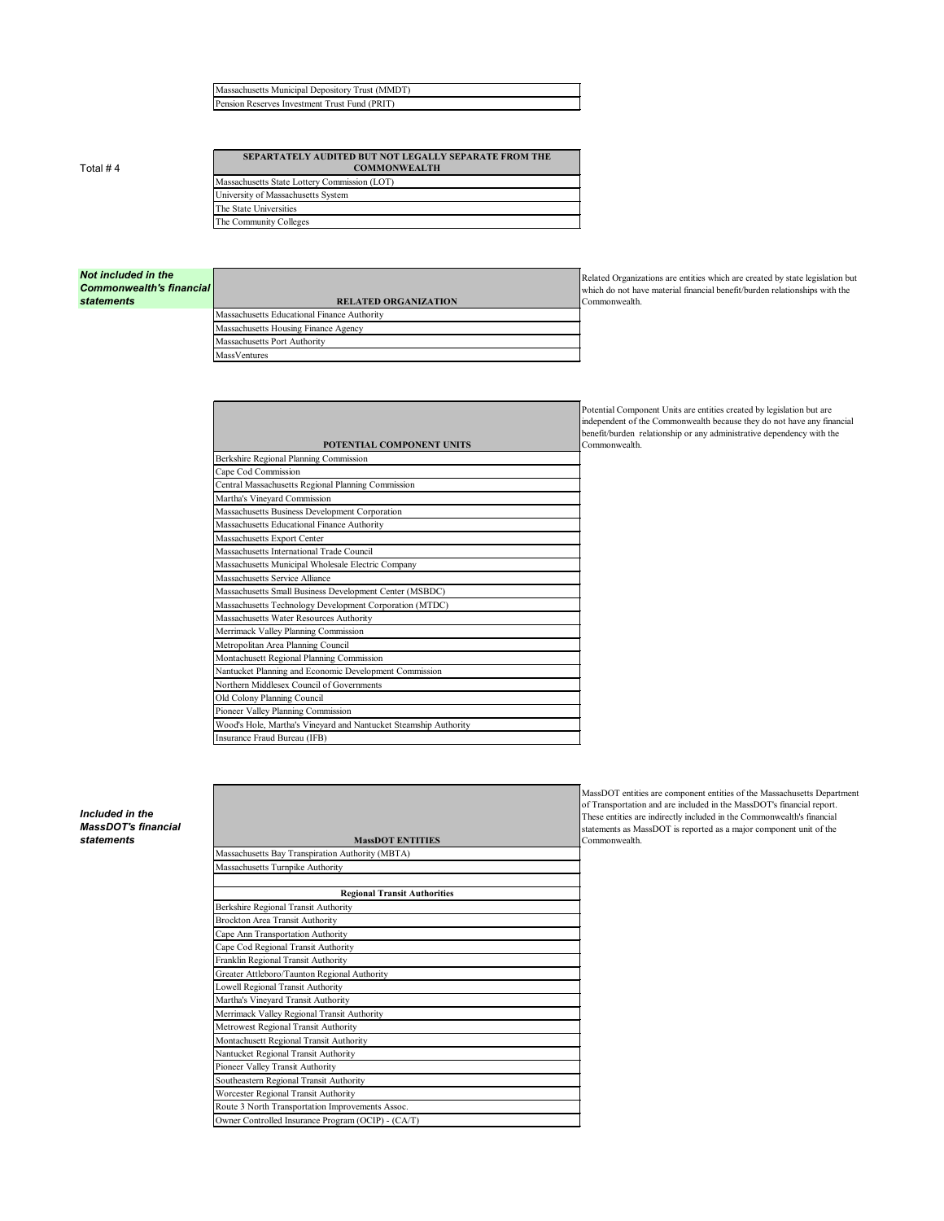| |
|---|
| Massachusetts Municipal Depository Trust (MMDT) |
| Pension Reserves Investment Trust Fund (PRIT) |

Total # 4

| SEPARTATELY AUDITED BUT NOT LEGALLY SEPARATE FROM THE COMMONWEALTH |
|---|
| Massachusetts State Lottery Commission (LOT) |
| University of Massachusetts System |
| The State Universities |
| The Community Colleges |

***Not included in the Commonwealth's financial statements***

| RELATED ORGANIZATION |
|---|
| Massachusetts Educational Finance Authority |
| Massachusetts Housing Finance Agency |
| Massachusetts Port Authority |
| MassVentures |

Related Organizations are entities which are created by state legislation but which do not have material financial benefit/burden relationships with the Commonwealth.

| POTENTIAL COMPONENT UNITS |
|---|
| Berkshire Regional Planning Commission |
| Cape Cod Commission |
| Central Massachusetts Regional Planning Commission |
| Martha's Vineyard Commission |
| Massachusetts Business Development Corporation |
| Massachusetts Educational Finance Authority |
| Massachusetts Export Center |
| Massachusetts International Trade Council |
| Massachusetts Municipal Wholesale Electric Company |
| Massachusetts Service Alliance |
| Massachusetts Small Business Development Center (MSBDC) |
| Massachusetts Technology Development Corporation (MTDC) |
| Massachusetts Water Resources Authority |
| Merrimack Valley Planning Commission |
| Metropolitan Area Planning Council |
| Montachusett Regional Planning Commission |
| Nantucket Planning and Economic Development Commission |
| Northern Middlesex Council of Governments |
| Old Colony Planning Council |
| Pioneer Valley Planning Commission |
| Wood's Hole, Martha's Vineyard and Nantucket Steamship Authority |
| Insurance Fraud Bureau (IFB) |

Potential Component Units are entities created by legislation but are independent of the Commonwealth because they do not have any financial benefit/burden relationship or any administrative dependency with the Commonwealth.

***Included in the MassDOT's financial statements***

| MassDOT ENTITIES |
|---|
| Massachusetts Bay Transpiration Authority (MBTA) |
| Massachusetts Turnpike Authority |
| |
| **Regional Transit Authorities** |
| Berkshire Regional Transit Authority |
| Brockton Area Transit Authority |
| Cape Ann Transportation Authority |
| Cape Cod Regional Transit Authority |
| Franklin Regional Transit Authority |
| Greater Attleboro/Taunton Regional Authority |
| Lowell Regional Transit Authority |
| Martha's Vineyard Transit Authority |
| Merrimack Valley Regional Transit Authority |
| Metrowest Regional Transit Authority |
| Montachusett Regional Transit Authority |
| Nantucket Regional Transit Authority |
| Pioneer Valley Transit Authority |
| Southeastern Regional Transit Authority |
| Worcester Regional Transit Authority |
| Route 3 North Transportation Improvements Assoc. |
| Owner Controlled Insurance Program (OCIP) - (CA/T) |

MassDOT entities are component entities of the Massachusetts Department of Transportation and are included in the MassDOT's financial report. These entities are indirectly included in the Commonwealth's financial statements as MassDOT is reported as a major component unit of the Commonwealth.